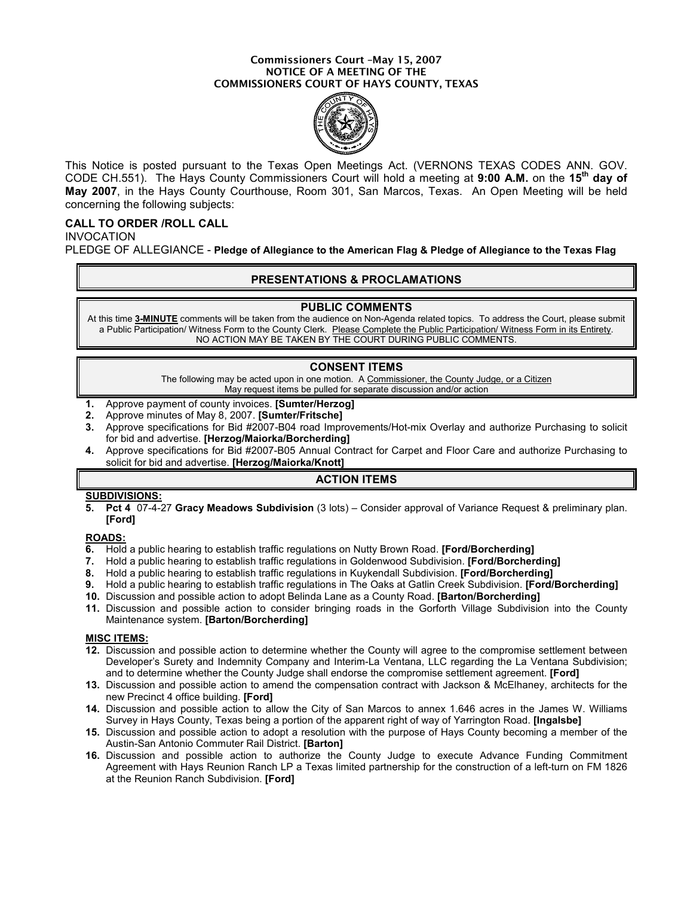**Commissioners Court –May 15, 2007**
**NOTICE OF A MEETING OF THE**
**COMMISSIONERS COURT OF HAYS COUNTY, TEXAS**

This Notice is posted pursuant to the Texas Open Meetings Act. (VERNONS TEXAS CODES ANN. GOV. CODE CH.551). The Hays County Commissioners Court will hold a meeting at **9:00 A.M.** on the **15th day of May 2007**, in the Hays County Courthouse, Room 301, San Marcos, Texas. An Open Meeting will be held concerning the following subjects:

**CALL TO ORDER /ROLL CALL**
INVOCATION
PLEDGE OF ALLEGIANCE - **Pledge of Allegiance to the American Flag & Pledge of Allegiance to the Texas Flag**

## PRESENTATIONS & PROCLAMATIONS

## PUBLIC COMMENTS

At this time **3-MINUTE** comments will be taken from the audience on Non-Agenda related topics. To address the Court, please submit a Public Participation/ Witness Form to the County Clerk. Please Complete the Public Participation/ Witness Form in its Entirety. NO ACTION MAY BE TAKEN BY THE COURT DURING PUBLIC COMMENTS.

## CONSENT ITEMS

The following may be acted upon in one motion. A Commissioner, the County Judge, or a Citizen May request items be pulled for separate discussion and/or action

1. Approve payment of county invoices. **[Sumter/Herzog]**
2. Approve minutes of May 8, 2007. **[Sumter/Fritsche]**
3. Approve specifications for Bid #2007-B04 road Improvements/Hot-mix Overlay and authorize Purchasing to solicit for bid and advertise. **[Herzog/Maiorka/Borcherding]**
4. Approve specifications for Bid #2007-B05 Annual Contract for Carpet and Floor Care and authorize Purchasing to solicit for bid and advertise. **[Herzog/Maiorka/Knott]**

## ACTION ITEMS

**SUBDIVISIONS:**

5. **Pct 4** 07-4-27 **Gracy Meadows Subdivision** (3 lots) – Consider approval of Variance Request & preliminary plan. **[Ford]**

**ROADS:**

6. Hold a public hearing to establish traffic regulations on Nutty Brown Road. **[Ford/Borcherding]**
7. Hold a public hearing to establish traffic regulations in Goldenwood Subdivision. **[Ford/Borcherding]**
8. Hold a public hearing to establish traffic regulations in Kuykendall Subdivision. **[Ford/Borcherding]**
9. Hold a public hearing to establish traffic regulations in The Oaks at Gatlin Creek Subdivision. **[Ford/Borcherding]**
10. Discussion and possible action to adopt Belinda Lane as a County Road. **[Barton/Borcherding]**
11. Discussion and possible action to consider bringing roads in the Gorforth Village Subdivision into the County Maintenance system. **[Barton/Borcherding]**

**MISC ITEMS:**

12. Discussion and possible action to determine whether the County will agree to the compromise settlement between Developer's Surety and Indemnity Company and Interim-La Ventana, LLC regarding the La Ventana Subdivision; and to determine whether the County Judge shall endorse the compromise settlement agreement. **[Ford]**
13. Discussion and possible action to amend the compensation contract with Jackson & McElhaney, architects for the new Precinct 4 office building. **[Ford]**
14. Discussion and possible action to allow the City of San Marcos to annex 1.646 acres in the James W. Williams Survey in Hays County, Texas being a portion of the apparent right of way of Yarrington Road. **[Ingalsbe]**
15. Discussion and possible action to adopt a resolution with the purpose of Hays County becoming a member of the Austin-San Antonio Commuter Rail District. **[Barton]**
16. Discussion and possible action to authorize the County Judge to execute Advance Funding Commitment Agreement with Hays Reunion Ranch LP a Texas limited partnership for the construction of a left-turn on FM 1826 at the Reunion Ranch Subdivision. **[Ford]**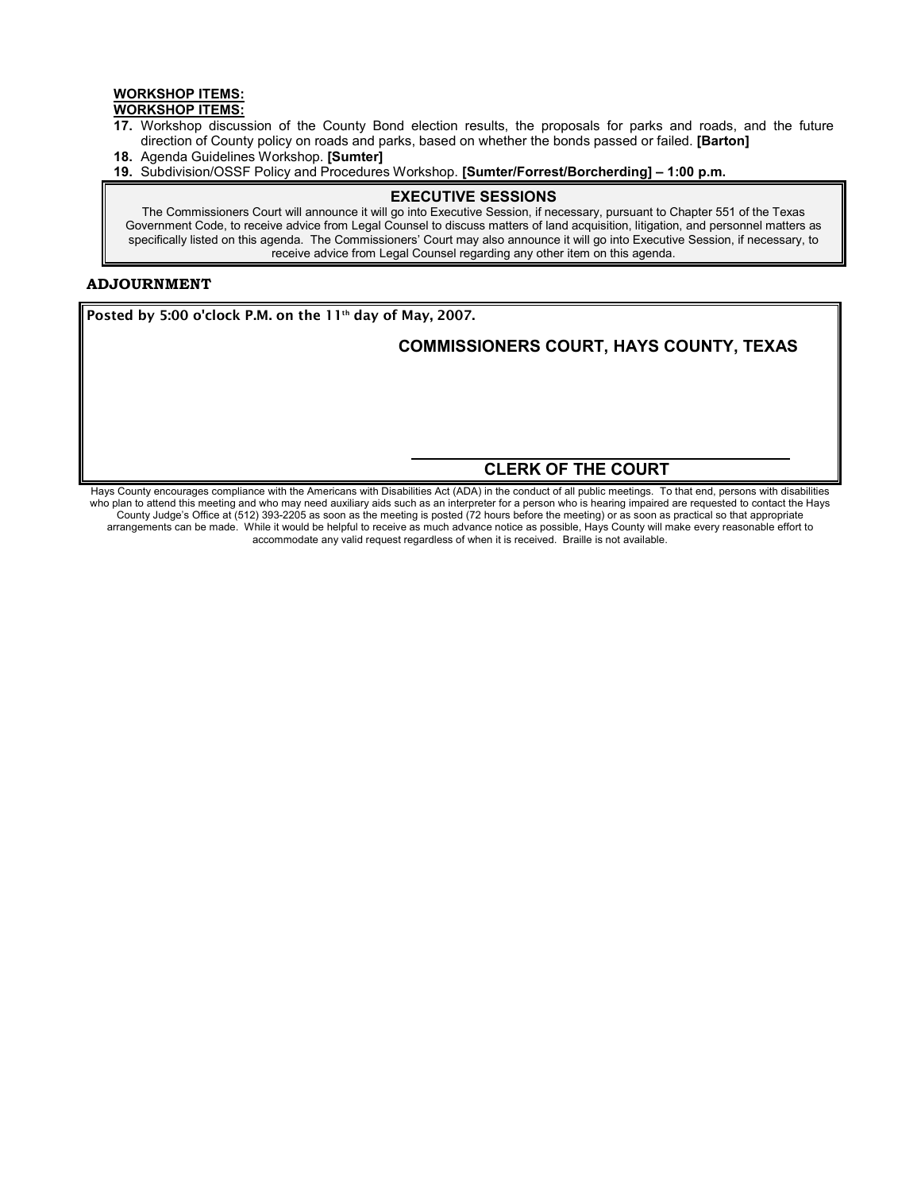**WORKSHOP ITEMS:**

**WORKSHOP ITEMS:**

17. Workshop discussion of the County Bond election results, the proposals for parks and roads, and the future direction of County policy on roads and parks, based on whether the bonds passed or failed. **[Barton]**
18. Agenda Guidelines Workshop. **[Sumter]**
19. Subdivision/OSSF Policy and Procedures Workshop. **[Sumter/Forrest/Borcherding] – 1:00 p.m.**

## EXECUTIVE SESSIONS

The Commissioners Court will announce it will go into Executive Session, if necessary, pursuant to Chapter 551 of the Texas Government Code, to receive advice from Legal Counsel to discuss matters of land acquisition, litigation, and personnel matters as specifically listed on this agenda. The Commissioners' Court may also announce it will go into Executive Session, if necessary, to receive advice from Legal Counsel regarding any other item on this agenda.

## ADJOURNMENT

**Posted by 5:00 o'clock P.M. on the 11th day of May, 2007.**

**COMMISSIONERS COURT, HAYS COUNTY, TEXAS**

\_\_\_\_\_\_\_\_\_\_\_\_\_\_\_\_\_\_\_\_\_\_\_\_\_\_\_\_\_\_\_\_\_\_\_\_

**CLERK OF THE COURT**

Hays County encourages compliance with the Americans with Disabilities Act (ADA) in the conduct of all public meetings. To that end, persons with disabilities who plan to attend this meeting and who may need auxiliary aids such as an interpreter for a person who is hearing impaired are requested to contact the Hays County Judge's Office at (512) 393-2205 as soon as the meeting is posted (72 hours before the meeting) or as soon as practical so that appropriate arrangements can be made. While it would be helpful to receive as much advance notice as possible, Hays County will make every reasonable effort to accommodate any valid request regardless of when it is received. Braille is not available.